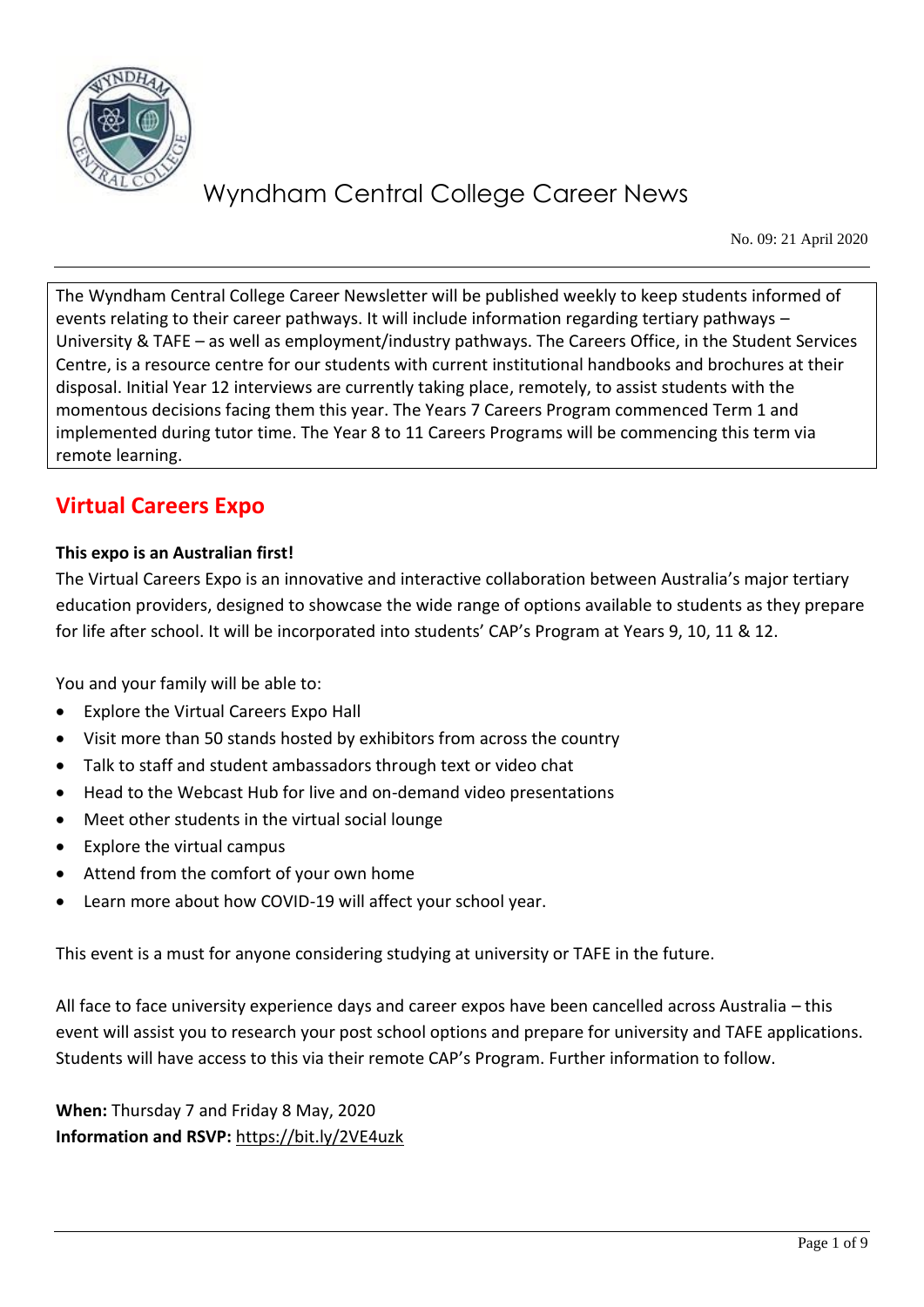# Wyndham Central College Career News

No. 09: 21 April 2020

The Wyndham Central College Career Newsletter will be published weekly to keep students informed of events relating to their career pathways. It will include information regarding tertiary pathways – University & TAFE – as well as employment/industry pathways. The Careers Office, in the Student Services Centre, is a resource centre for our students with current institutional handbooks and brochures at their disposal. Initial Year 12 interviews are currently taking place, remotely, to assist students with the momentous decisions facing them this year. The Years 7 Careers Program commenced Term 1 and implemented during tutor time. The Year 8 to 11 Careers Programs will be commencing this term via remote learning.

## Virtual Careers Expo

**This expo is an Australian first!**

The Virtual Careers Expo is an innovative and interactive collaboration between Australia's major tertiary education providers, designed to showcase the wide range of options available to students as they prepare for life after school. It will be incorporated into students' CAP's Program at Years 9, 10, 11 & 12.

You and your family will be able to:

- Explore the Virtual Careers Expo Hall
- Visit more than 50 stands hosted by exhibitors from across the country
- Talk to staff and student ambassadors through text or video chat
- Head to the Webcast Hub for live and on-demand video presentations
- Meet other students in the virtual social lounge
- Explore the virtual campus
- Attend from the comfort of your own home
- Learn more about how COVID-19 will affect your school year.

This event is a must for anyone considering studying at university or TAFE in the future.

All face to face university experience days and career expos have been cancelled across Australia – this event will assist you to research your post school options and prepare for university and TAFE applications. Students will have access to this via their remote CAP's Program. Further information to follow.

**When:** Thursday 7 and Friday 8 May, 2020
**Information and RSVP:** https://bit.ly/2VE4uzk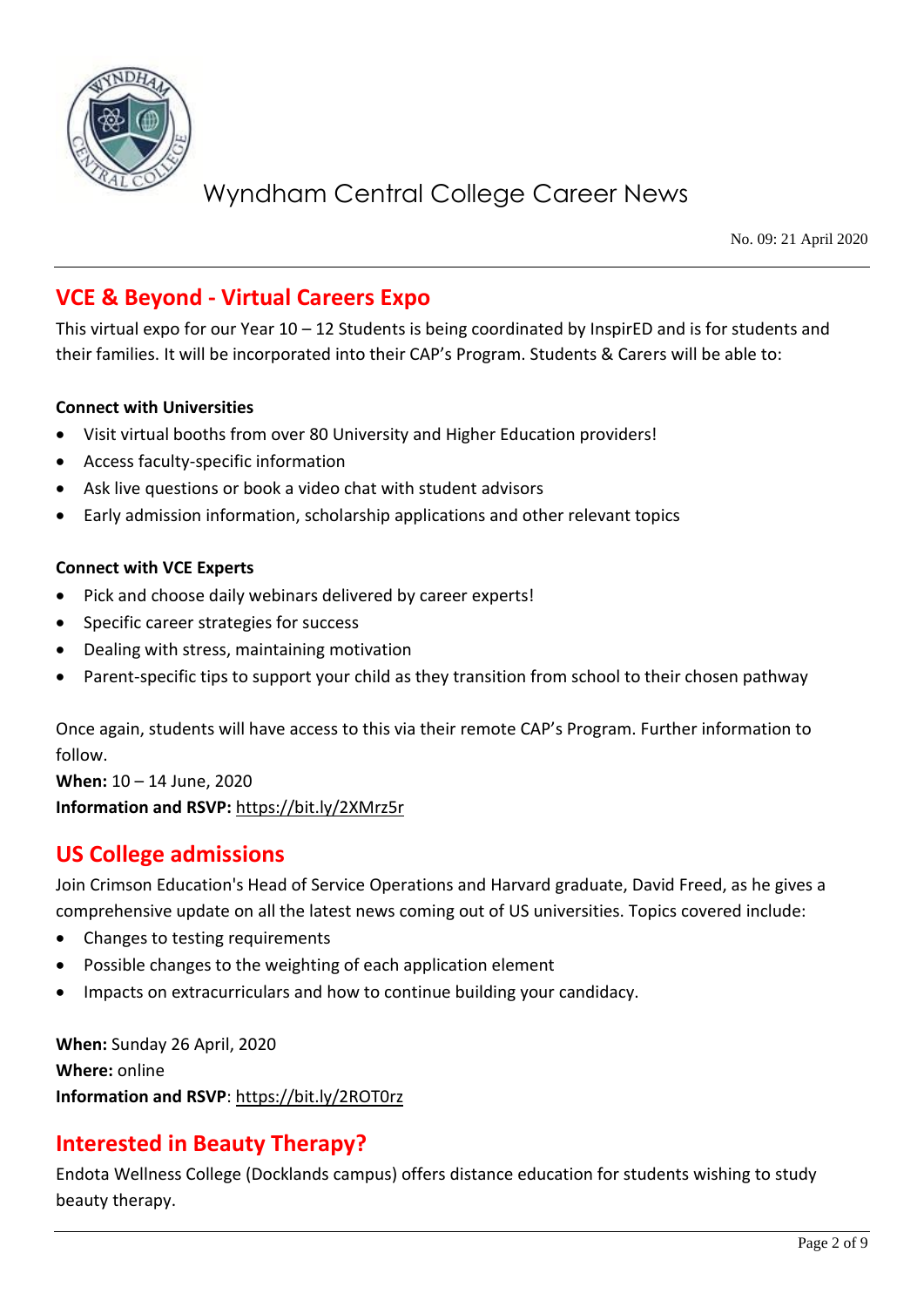# Wyndham Central College Career News

No. 09: 21 April 2020

## VCE & Beyond - Virtual Careers Expo

This virtual expo for our Year 10 – 12 Students is being coordinated by InspirED and is for students and their families. It will be incorporated into their CAP's Program. Students & Carers will be able to:

**Connect with Universities**

- Visit virtual booths from over 80 University and Higher Education providers!
- Access faculty-specific information
- Ask live questions or book a video chat with student advisors
- Early admission information, scholarship applications and other relevant topics

**Connect with VCE Experts**

- Pick and choose daily webinars delivered by career experts!
- Specific career strategies for success
- Dealing with stress, maintaining motivation
- Parent-specific tips to support your child as they transition from school to their chosen pathway

Once again, students will have access to this via their remote CAP's Program. Further information to follow.

**When:** 10 – 14 June, 2020
**Information and RSVP:** https://bit.ly/2XMrz5r

## US College admissions

Join Crimson Education's Head of Service Operations and Harvard graduate, David Freed, as he gives a comprehensive update on all the latest news coming out of US universities. Topics covered include:

- Changes to testing requirements
- Possible changes to the weighting of each application element
- Impacts on extracurriculars and how to continue building your candidacy.

**When:** Sunday 26 April, 2020
**Where:** online
**Information and RSVP**: https://bit.ly/2ROT0rz

## Interested in Beauty Therapy?

Endota Wellness College (Docklands campus) offers distance education for students wishing to study beauty therapy.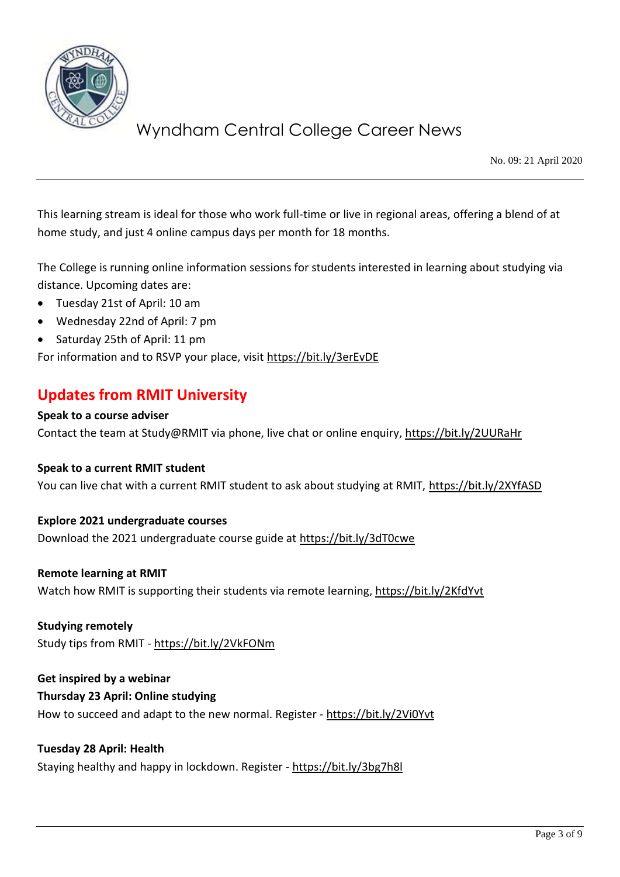This learning stream is ideal for those who work full-time or live in regional areas, offering a blend of at home study, and just 4 online campus days per month for 18 months.

The College is running online information sessions for students interested in learning about studying via distance. Upcoming dates are:

- Tuesday 21st of April: 10 am
- Wednesday 22nd of April: 7 pm
- Saturday 25th of April: 11 pm

For information and to RSVP your place, visit https://bit.ly/3erEvDE

## Updates from RMIT University

**Speak to a course adviser**

Contact the team at Study@RMIT via phone, live chat or online enquiry, https://bit.ly/2UURaHr

**Speak to a current RMIT student**

You can live chat with a current RMIT student to ask about studying at RMIT, https://bit.ly/2XYfASD

**Explore 2021 undergraduate courses**

Download the 2021 undergraduate course guide at https://bit.ly/3dT0cwe

**Remote learning at RMIT**

Watch how RMIT is supporting their students via remote learning, https://bit.ly/2KfdYvt

**Studying remotely**

Study tips from RMIT - https://bit.ly/2VkFONm

**Get inspired by a webinar**

**Thursday 23 April: Online studying**

How to succeed and adapt to the new normal. Register - https://bit.ly/2Vi0Yvt

**Tuesday 28 April: Health**

Staying healthy and happy in lockdown. Register - https://bit.ly/3bg7h8l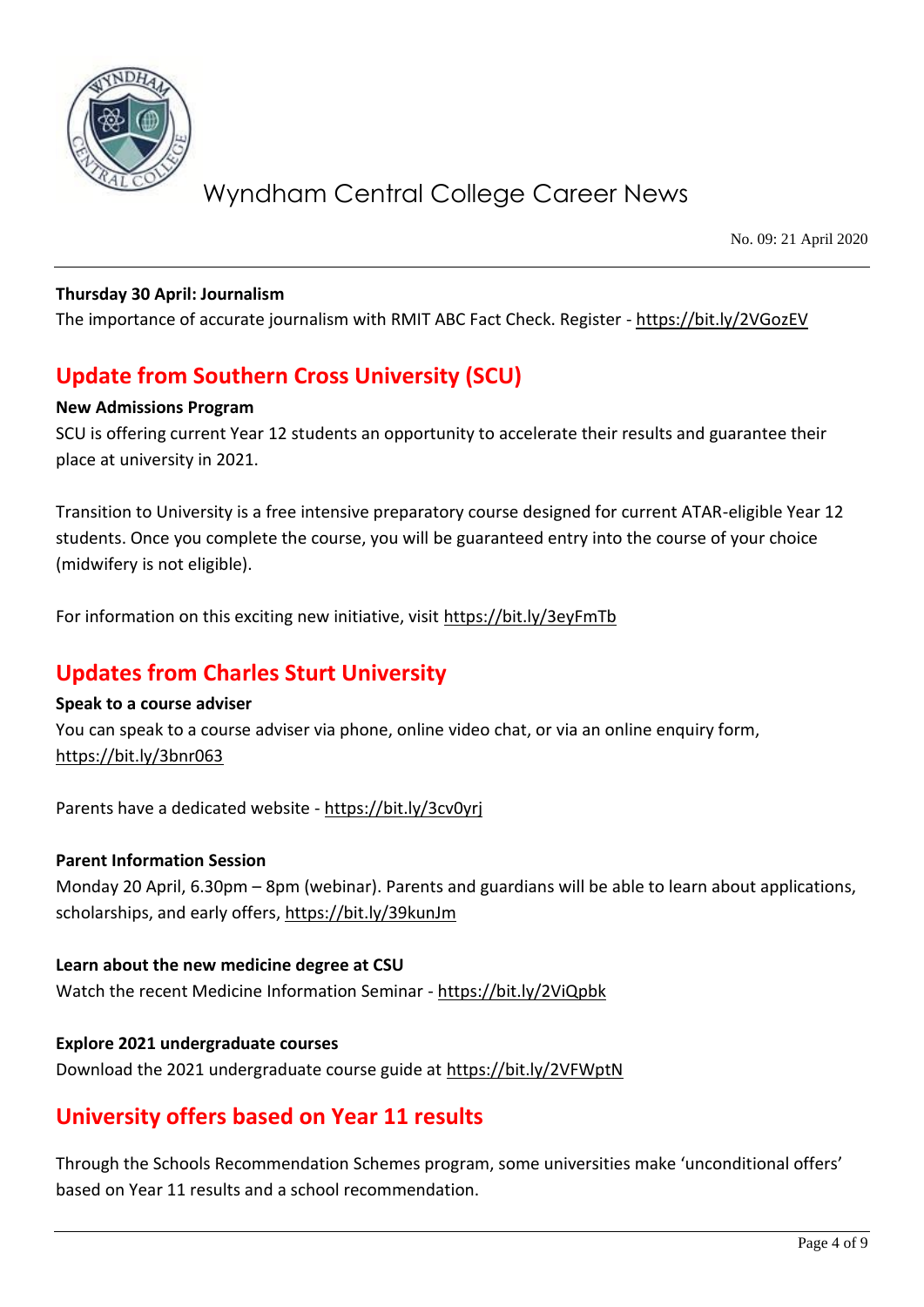**Thursday 30 April: Journalism**

The importance of accurate journalism with RMIT ABC Fact Check. Register - https://bit.ly/2VGozEV

## Update from Southern Cross University (SCU)

**New Admissions Program**

SCU is offering current Year 12 students an opportunity to accelerate their results and guarantee their place at university in 2021.

Transition to University is a free intensive preparatory course designed for current ATAR-eligible Year 12 students. Once you complete the course, you will be guaranteed entry into the course of your choice (midwifery is not eligible).

For information on this exciting new initiative, visit https://bit.ly/3eyFmTb

## Updates from Charles Sturt University

**Speak to a course adviser**

You can speak to a course adviser via phone, online video chat, or via an online enquiry form, https://bit.ly/3bnr063

Parents have a dedicated website - https://bit.ly/3cv0yrj

**Parent Information Session**

Monday 20 April, 6.30pm – 8pm (webinar). Parents and guardians will be able to learn about applications, scholarships, and early offers, https://bit.ly/39kunJm

**Learn about the new medicine degree at CSU**

Watch the recent Medicine Information Seminar - https://bit.ly/2ViQpbk

**Explore 2021 undergraduate courses**

Download the 2021 undergraduate course guide at https://bit.ly/2VFWptN

## University offers based on Year 11 results

Through the Schools Recommendation Schemes program, some universities make 'unconditional offers' based on Year 11 results and a school recommendation.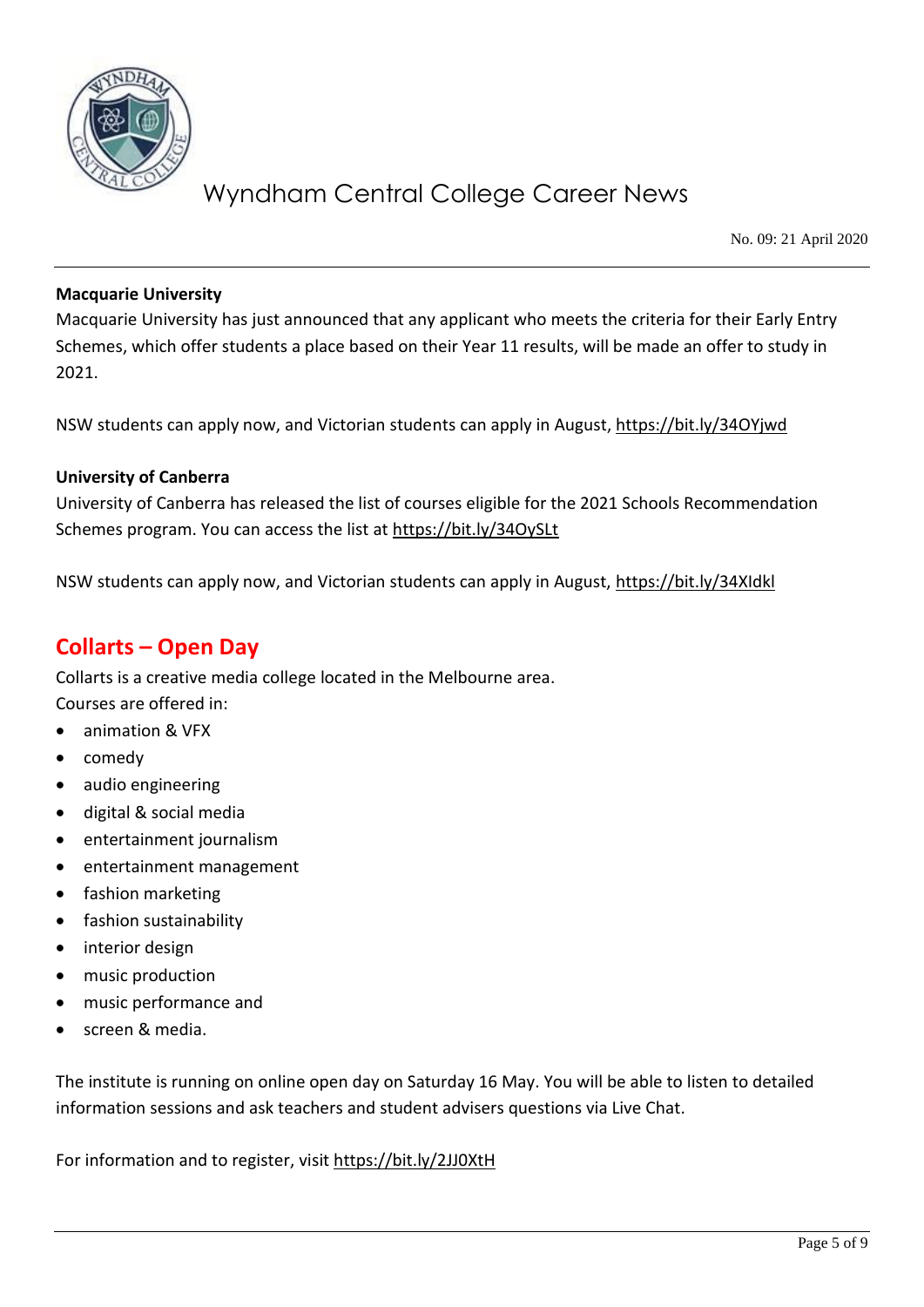**Macquarie University**
Macquarie University has just announced that any applicant who meets the criteria for their Early Entry Schemes, which offer students a place based on their Year 11 results, will be made an offer to study in 2021.

NSW students can apply now, and Victorian students can apply in August, https://bit.ly/34OYjwd

**University of Canberra**
University of Canberra has released the list of courses eligible for the 2021 Schools Recommendation Schemes program. You can access the list at https://bit.ly/34OySLt

NSW students can apply now, and Victorian students can apply in August, https://bit.ly/34XIdkl

## Collarts – Open Day

Collarts is a creative media college located in the Melbourne area.
Courses are offered in:

- animation & VFX
- comedy
- audio engineering
- digital & social media
- entertainment journalism
- entertainment management
- fashion marketing
- fashion sustainability
- interior design
- music production
- music performance and
- screen & media.

The institute is running on online open day on Saturday 16 May. You will be able to listen to detailed information sessions and ask teachers and student advisers questions via Live Chat.

For information and to register, visit https://bit.ly/2JJ0XtH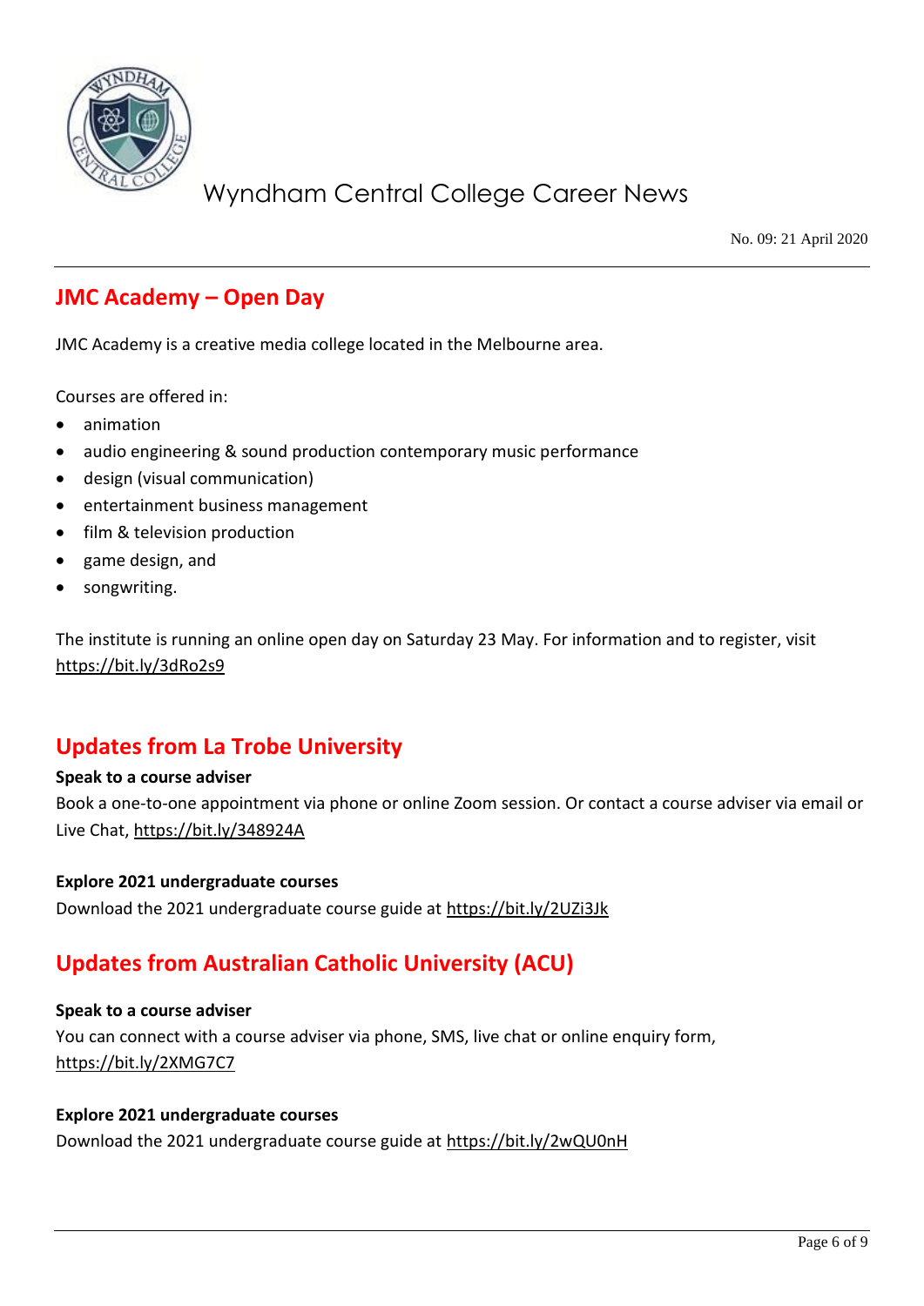## JMC Academy – Open Day

JMC Academy is a creative media college located in the Melbourne area.

Courses are offered in:

- animation
- audio engineering & sound production contemporary music performance
- design (visual communication)
- entertainment business management
- film & television production
- game design, and
- songwriting.

The institute is running an online open day on Saturday 23 May. For information and to register, visit https://bit.ly/3dRo2s9

## Updates from La Trobe University

**Speak to a course adviser**

Book a one-to-one appointment via phone or online Zoom session. Or contact a course adviser via email or Live Chat, https://bit.ly/348924A

**Explore 2021 undergraduate courses**

Download the 2021 undergraduate course guide at https://bit.ly/2UZi3Jk

## Updates from Australian Catholic University (ACU)

**Speak to a course adviser**

You can connect with a course adviser via phone, SMS, live chat or online enquiry form, https://bit.ly/2XMG7C7

**Explore 2021 undergraduate courses**

Download the 2021 undergraduate course guide at https://bit.ly/2wQU0nH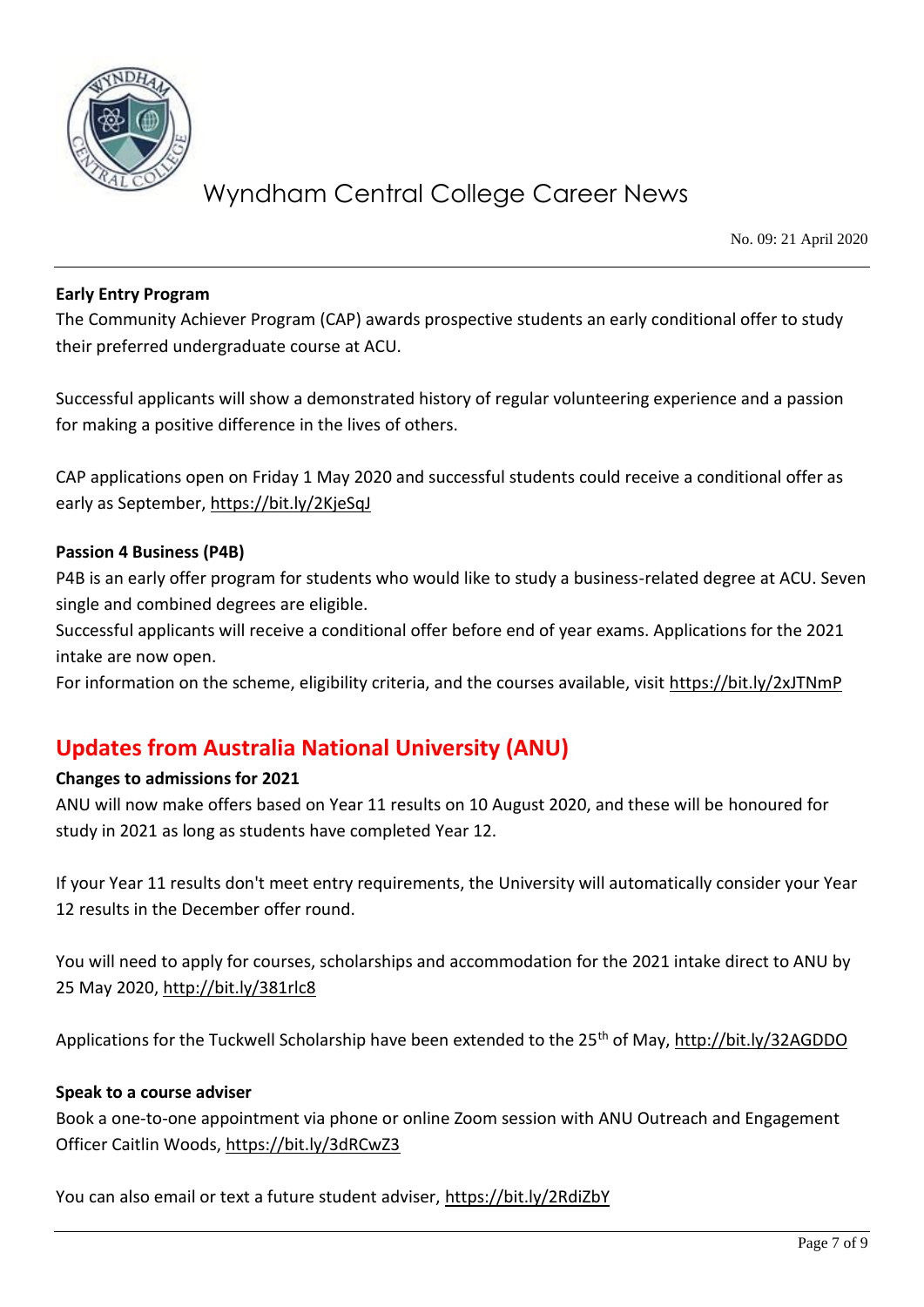**Early Entry Program**

The Community Achiever Program (CAP) awards prospective students an early conditional offer to study their preferred undergraduate course at ACU.

Successful applicants will show a demonstrated history of regular volunteering experience and a passion for making a positive difference in the lives of others.

CAP applications open on Friday 1 May 2020 and successful students could receive a conditional offer as early as September, https://bit.ly/2KjeSqJ

**Passion 4 Business (P4B)**

P4B is an early offer program for students who would like to study a business-related degree at ACU. Seven single and combined degrees are eligible.

Successful applicants will receive a conditional offer before end of year exams. Applications for the 2021 intake are now open.

For information on the scheme, eligibility criteria, and the courses available, visit https://bit.ly/2xJTNmP

## Updates from Australia National University (ANU)

**Changes to admissions for 2021**

ANU will now make offers based on Year 11 results on 10 August 2020, and these will be honoured for study in 2021 as long as students have completed Year 12.

If your Year 11 results don't meet entry requirements, the University will automatically consider your Year 12 results in the December offer round.

You will need to apply for courses, scholarships and accommodation for the 2021 intake direct to ANU by 25 May 2020, http://bit.ly/381rlc8

Applications for the Tuckwell Scholarship have been extended to the 25th of May, http://bit.ly/32AGDDO

**Speak to a course adviser**

Book a one-to-one appointment via phone or online Zoom session with ANU Outreach and Engagement Officer Caitlin Woods, https://bit.ly/3dRCwZ3

You can also email or text a future student adviser, https://bit.ly/2RdiZbY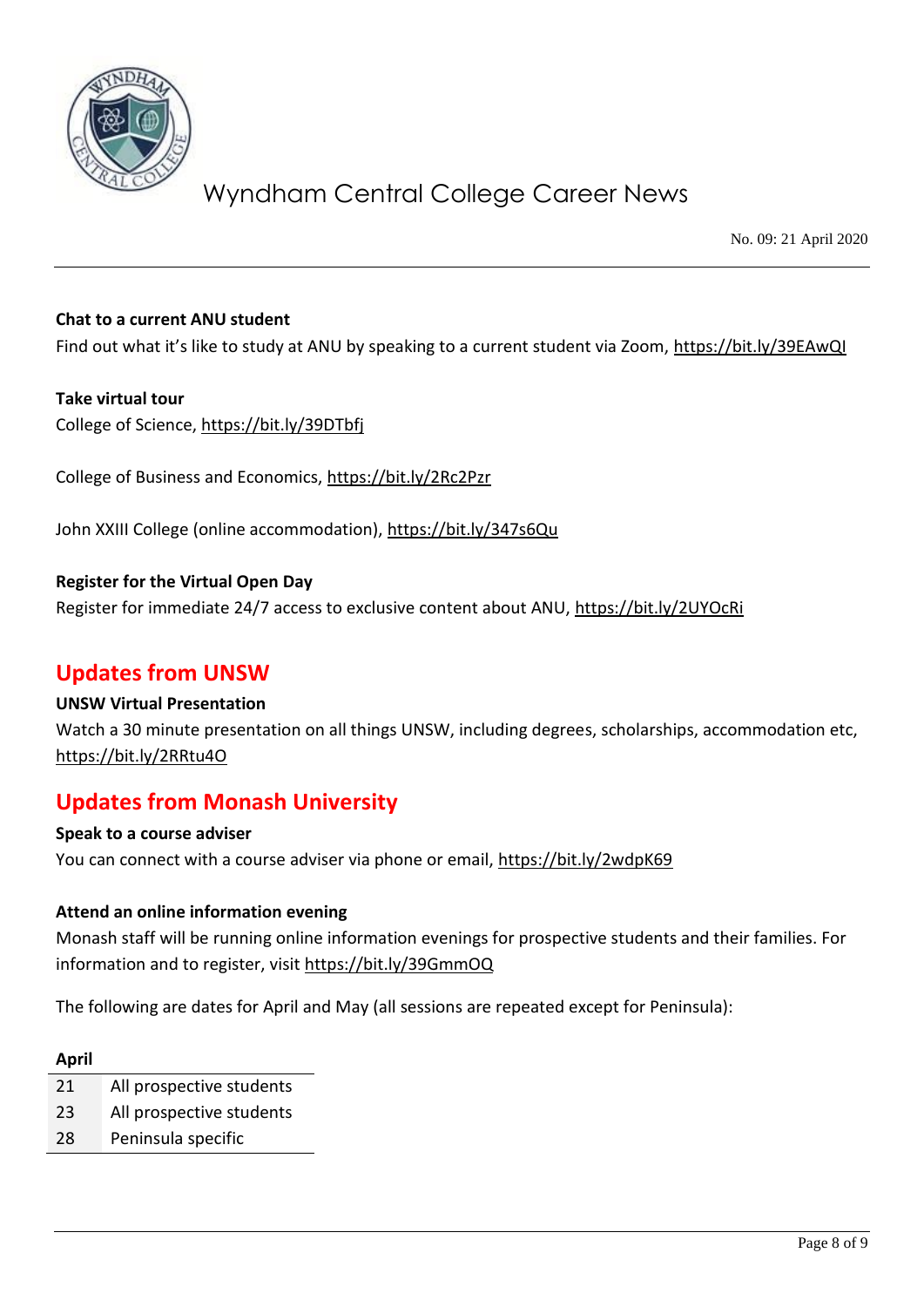**Chat to a current ANU student**

Find out what it's like to study at ANU by speaking to a current student via Zoom, https://bit.ly/39EAwQI

**Take virtual tour**

College of Science, https://bit.ly/39DTbfj

College of Business and Economics, https://bit.ly/2Rc2Pzr

John XXIII College (online accommodation), https://bit.ly/347s6Qu

**Register for the Virtual Open Day**

Register for immediate 24/7 access to exclusive content about ANU, https://bit.ly/2UYOcRi

## Updates from UNSW

**UNSW Virtual Presentation**

Watch a 30 minute presentation on all things UNSW, including degrees, scholarships, accommodation etc, https://bit.ly/2RRtu4O

## Updates from Monash University

**Speak to a course adviser**

You can connect with a course adviser via phone or email, https://bit.ly/2wdpK69

**Attend an online information evening**

Monash staff will be running online information evenings for prospective students and their families. For information and to register, visit https://bit.ly/39GmmOQ

The following are dates for April and May (all sessions are repeated except for Peninsula):

| April | |
|---|---|
| 21 | All prospective students |
| 23 | All prospective students |
| 28 | Peninsula specific |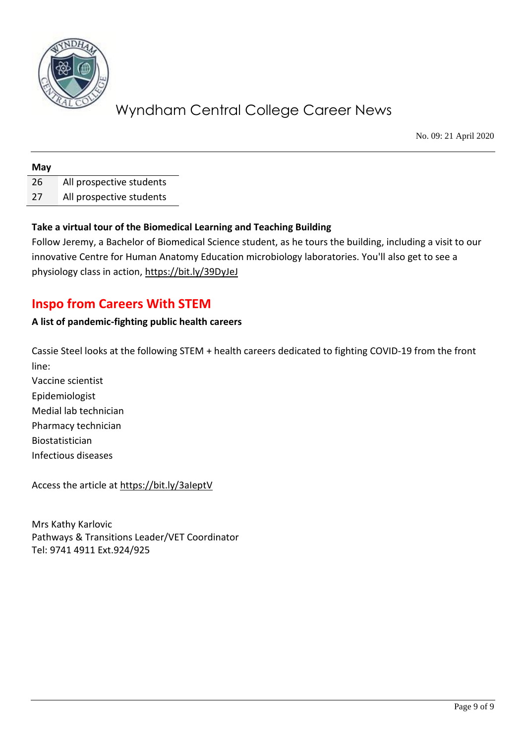| May | |
|---|---|
| 26 | All prospective students |
| 27 | All prospective students |

**Take a virtual tour of the Biomedical Learning and Teaching Building**

Follow Jeremy, a Bachelor of Biomedical Science student, as he tours the building, including a visit to our innovative Centre for Human Anatomy Education microbiology laboratories. You'll also get to see a physiology class in action, https://bit.ly/39DyJeJ

## Inspo from Careers With STEM

**A list of pandemic-fighting public health careers**

Cassie Steel looks at the following STEM + health careers dedicated to fighting COVID-19 from the front line:

Vaccine scientist
Epidemiologist
Medial lab technician
Pharmacy technician
Biostatistician
Infectious diseases

Access the article at https://bit.ly/3aIeptV

Mrs Kathy Karlovic
Pathways & Transitions Leader/VET Coordinator
Tel: 9741 4911 Ext.924/925